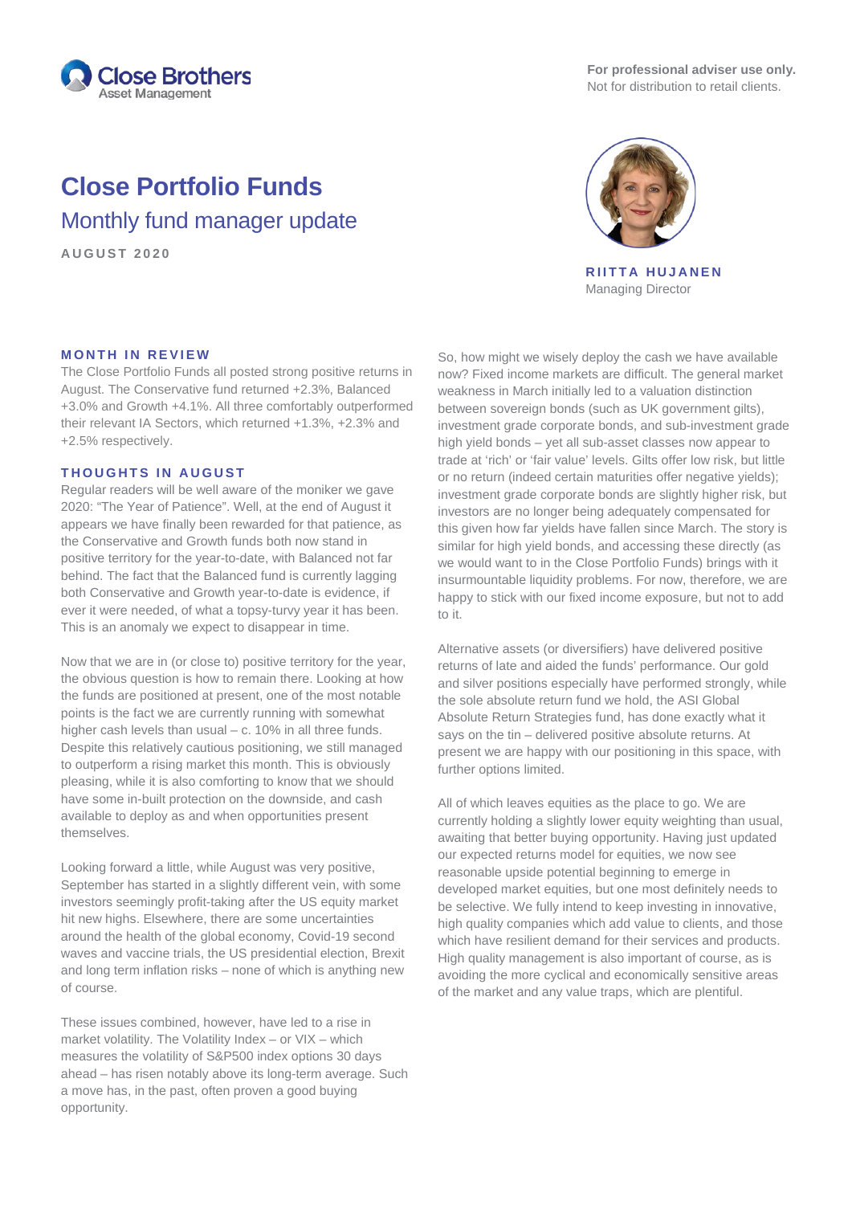For professional adviser use only.
Not for distribution to retail clients.

# Close Portfolio Funds

## Monthly fund manager update

AUGUST 2020

**RIITTA HUJANEN**
Managing Director

### MONTH IN REVIEW

The Close Portfolio Funds all posted strong positive returns in August. The Conservative fund returned +2.3%, Balanced +3.0% and Growth +4.1%. All three comfortably outperformed their relevant IA Sectors, which returned +1.3%, +2.3% and +2.5% respectively.

### THOUGHTS IN AUGUST

Regular readers will be well aware of the moniker we gave 2020: "The Year of Patience". Well, at the end of August it appears we have finally been rewarded for that patience, as the Conservative and Growth funds both now stand in positive territory for the year-to-date, with Balanced not far behind. The fact that the Balanced fund is currently lagging both Conservative and Growth year-to-date is evidence, if ever it were needed, of what a topsy-turvy year it has been. This is an anomaly we expect to disappear in time.

Now that we are in (or close to) positive territory for the year, the obvious question is how to remain there. Looking at how the funds are positioned at present, one of the most notable points is the fact we are currently running with somewhat higher cash levels than usual – c. 10% in all three funds. Despite this relatively cautious positioning, we still managed to outperform a rising market this month. This is obviously pleasing, while it is also comforting to know that we should have some in-built protection on the downside, and cash available to deploy as and when opportunities present themselves.

Looking forward a little, while August was very positive, September has started in a slightly different vein, with some investors seemingly profit-taking after the US equity market hit new highs. Elsewhere, there are some uncertainties around the health of the global economy, Covid-19 second waves and vaccine trials, the US presidential election, Brexit and long term inflation risks – none of which is anything new of course.

These issues combined, however, have led to a rise in market volatility. The Volatility Index – or VIX – which measures the volatility of S&P500 index options 30 days ahead – has risen notably above its long-term average. Such a move has, in the past, often proven a good buying opportunity.

So, how might we wisely deploy the cash we have available now? Fixed income markets are difficult. The general market weakness in March initially led to a valuation distinction between sovereign bonds (such as UK government gilts), investment grade corporate bonds, and sub-investment grade high yield bonds – yet all sub-asset classes now appear to trade at 'rich' or 'fair value' levels. Gilts offer low risk, but little or no return (indeed certain maturities offer negative yields); investment grade corporate bonds are slightly higher risk, but investors are no longer being adequately compensated for this given how far yields have fallen since March. The story is similar for high yield bonds, and accessing these directly (as we would want to in the Close Portfolio Funds) brings with it insurmountable liquidity problems. For now, therefore, we are happy to stick with our fixed income exposure, but not to add to it.

Alternative assets (or diversifiers) have delivered positive returns of late and aided the funds' performance. Our gold and silver positions especially have performed strongly, while the sole absolute return fund we hold, the ASI Global Absolute Return Strategies fund, has done exactly what it says on the tin – delivered positive absolute returns. At present we are happy with our positioning in this space, with further options limited.

All of which leaves equities as the place to go. We are currently holding a slightly lower equity weighting than usual, awaiting that better buying opportunity. Having just updated our expected returns model for equities, we now see reasonable upside potential beginning to emerge in developed market equities, but one most definitely needs to be selective. We fully intend to keep investing in innovative, high quality companies which add value to clients, and those which have resilient demand for their services and products. High quality management is also important of course, as is avoiding the more cyclical and economically sensitive areas of the market and any value traps, which are plentiful.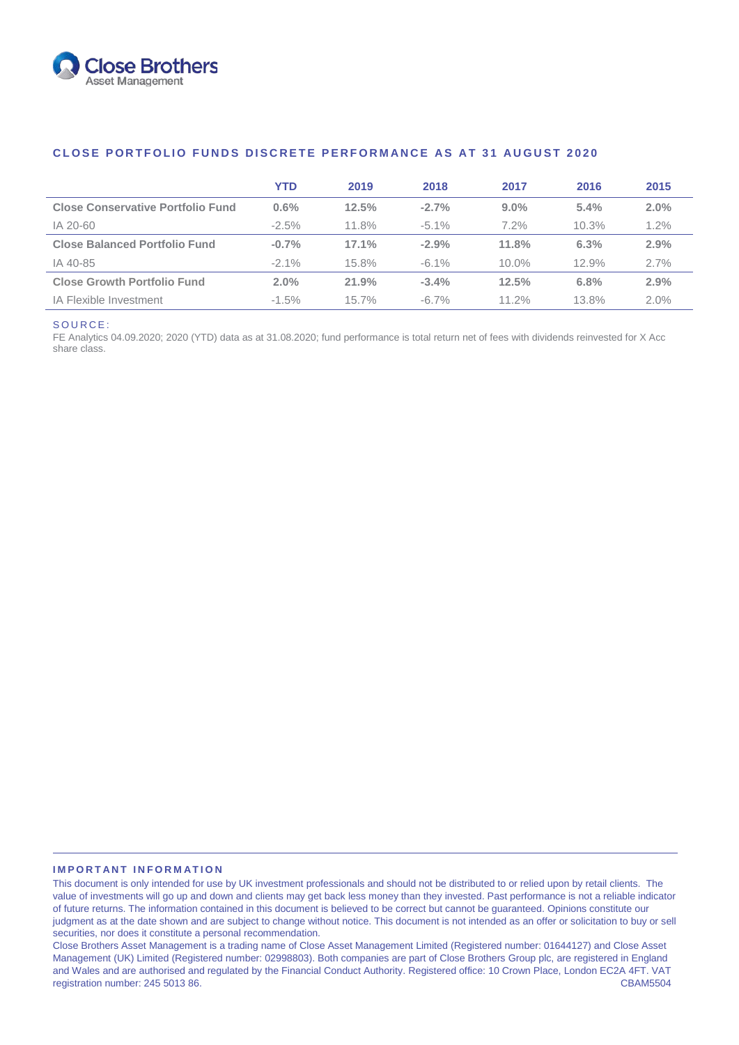## CLOSE PORTFOLIO FUNDS DISCRETE PERFORMANCE AS AT 31 AUGUST 2020

| | YTD | 2019 | 2018 | 2017 | 2016 | 2015 |
|---|---|---|---|---|---|---|
| **Close Conservative Portfolio Fund** | **0.6%** | **12.5%** | **-2.7%** | **9.0%** | **5.4%** | **2.0%** |
| IA 20-60 | -2.5% | 11.8% | -5.1% | 7.2% | 10.3% | 1.2% |
| **Close Balanced Portfolio Fund** | **-0.7%** | **17.1%** | **-2.9%** | **11.8%** | **6.3%** | **2.9%** |
| IA 40-85 | -2.1% | 15.8% | -6.1% | 10.0% | 12.9% | 2.7% |
| **Close Growth Portfolio Fund** | **2.0%** | **21.9%** | **-3.4%** | **12.5%** | **6.8%** | **2.9%** |
| IA Flexible Investment | -1.5% | 15.7% | -6.7% | 11.2% | 13.8% | 2.0% |

SOURCE:

FE Analytics 04.09.2020; 2020 (YTD) data as at 31.08.2020; fund performance is total return net of fees with dividends reinvested for X Acc share class.

### IMPORTANT INFORMATION

This document is only intended for use by UK investment professionals and should not be distributed to or relied upon by retail clients. The value of investments will go up and down and clients may get back less money than they invested. Past performance is not a reliable indicator of future returns. The information contained in this document is believed to be correct but cannot be guaranteed. Opinions constitute our judgment as at the date shown and are subject to change without notice. This document is not intended as an offer or solicitation to buy or sell securities, nor does it constitute a personal recommendation.

Close Brothers Asset Management is a trading name of Close Asset Management Limited (Registered number: 01644127) and Close Asset Management (UK) Limited (Registered number: 02998803). Both companies are part of Close Brothers Group plc, are registered in England and Wales and are authorised and regulated by the Financial Conduct Authority. Registered office: 10 Crown Place, London EC2A 4FT. VAT registration number: 245 5013 86. CBAM5504